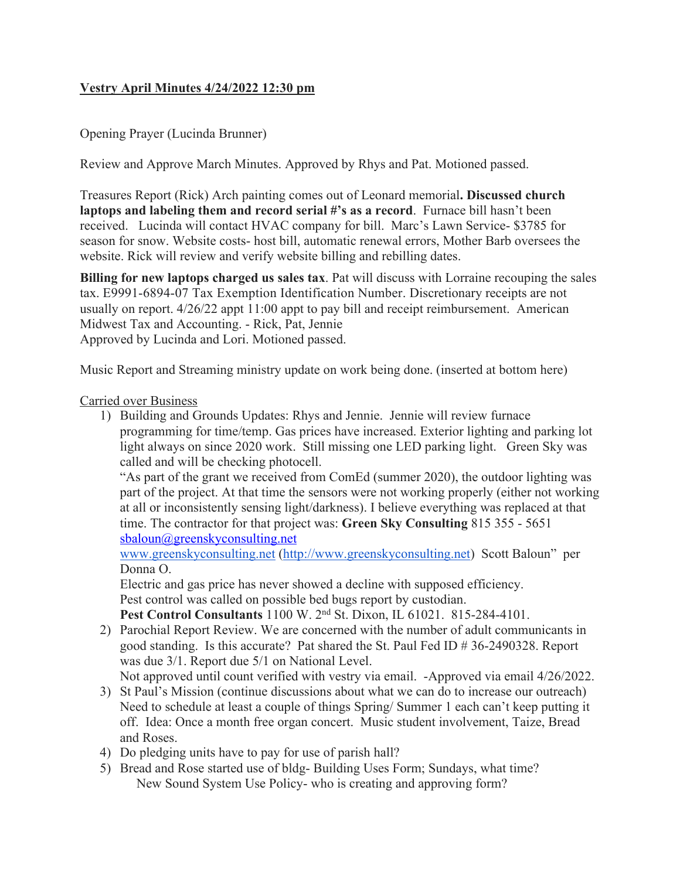**<u>Vestry April Minutes 4/24/2022 12:30 pm</u>**

Opening Prayer (Lucinda Brunner)

Review and Approve March Minutes. Approved by Rhys and Pat. Motioned passed.

Treasures Report (Rick) Arch painting comes out of Leonard memorial**. Discussed church laptops and labeling them and record serial #'s as a record**. Furnace bill hasn't been received. Lucinda will contact HVAC company for bill. Marc's Lawn Service- $3785 for season for snow. Website costs- host bill, automatic renewal errors, Mother Barb oversees the website. Rick will review and verify website billing and rebilling dates.

**Billing for new laptops charged us sales tax**. Pat will discuss with Lorraine recouping the sales tax. E9991-6894-07 Tax Exemption Identification Number. Discretionary receipts are not usually on report. 4/26/22 appt 11:00 appt to pay bill and receipt reimbursement. American Midwest Tax and Accounting. - Rick, Pat, Jennie
Approved by Lucinda and Lori. Motioned passed.

Music Report and Streaming ministry update on work being done. (inserted at bottom here)

<u>Carried over Business</u>

1) Building and Grounds Updates: Rhys and Jennie. Jennie will review furnace programming for time/temp. Gas prices have increased. Exterior lighting and parking lot light always on since 2020 work. Still missing one LED parking light. Green Sky was called and will be checking photocell.
   "As part of the grant we received from ComEd (summer 2020), the outdoor lighting was part of the project. At that time the sensors were not working properly (either not working at all or inconsistently sensing light/darkness). I believe everything was replaced at that time. The contractor for that project was: **Green Sky Consulting** 815 355 - 5651 sbaloun@greenskyconsulting.net
   www.greenskyconsulting.net (http://www.greenskyconsulting.net) Scott Baloun" per Donna O.
   Electric and gas price has never showed a decline with supposed efficiency.
   Pest control was called on possible bed bugs report by custodian.
   **Pest Control Consultants** 1100 W. 2nd St. Dixon, IL 61021. 815-284-4101.
2) Parochial Report Review. We are concerned with the number of adult communicants in good standing. Is this accurate? Pat shared the St. Paul Fed ID # 36-2490328. Report was due 3/1. Report due 5/1 on National Level.
   Not approved until count verified with vestry via email. -Approved via email 4/26/2022.
3) St Paul's Mission (continue discussions about what we can do to increase our outreach) Need to schedule at least a couple of things Spring/ Summer 1 each can't keep putting it off. Idea: Once a month free organ concert. Music student involvement, Taize, Bread and Roses.
4) Do pledging units have to pay for use of parish hall?
5) Bread and Rose started use of bldg- Building Uses Form; Sundays, what time?
   New Sound System Use Policy- who is creating and approving form?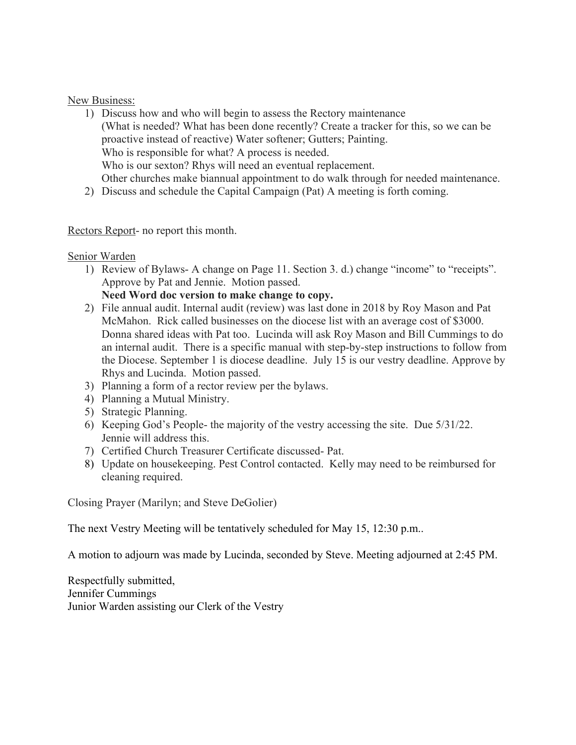New Business:

1) Discuss how and who will begin to assess the Rectory maintenance
   (What is needed? What has been done recently? Create a tracker for this, so we can be proactive instead of reactive) Water softener; Gutters; Painting.
   Who is responsible for what? A process is needed.
   Who is our sexton? Rhys will need an eventual replacement.
   Other churches make biannual appointment to do walk through for needed maintenance.
2) Discuss and schedule the Capital Campaign (Pat) A meeting is forth coming.

Rectors Report- no report this month.

Senior Warden

1) Review of Bylaws- A change on Page 11. Section 3. d.) change "income" to "receipts". Approve by Pat and Jennie. Motion passed.
   **Need Word doc version to make change to copy.**
2) File annual audit. Internal audit (review) was last done in 2018 by Roy Mason and Pat McMahon. Rick called businesses on the diocese list with an average cost of $3000. Donna shared ideas with Pat too. Lucinda will ask Roy Mason and Bill Cummings to do an internal audit. There is a specific manual with step-by-step instructions to follow from the Diocese. September 1 is diocese deadline. July 15 is our vestry deadline. Approve by Rhys and Lucinda. Motion passed.
3) Planning a form of a rector review per the bylaws.
4) Planning a Mutual Ministry.
5) Strategic Planning.
6) Keeping God's People- the majority of the vestry accessing the site. Due 5/31/22. Jennie will address this.
7) Certified Church Treasurer Certificate discussed- Pat.
8) Update on housekeeping. Pest Control contacted. Kelly may need to be reimbursed for cleaning required.

Closing Prayer (Marilyn; and Steve DeGolier)

The next Vestry Meeting will be tentatively scheduled for May 15, 12:30 p.m..

A motion to adjourn was made by Lucinda, seconded by Steve. Meeting adjourned at 2:45 PM.

Respectfully submitted,
Jennifer Cummings
Junior Warden assisting our Clerk of the Vestry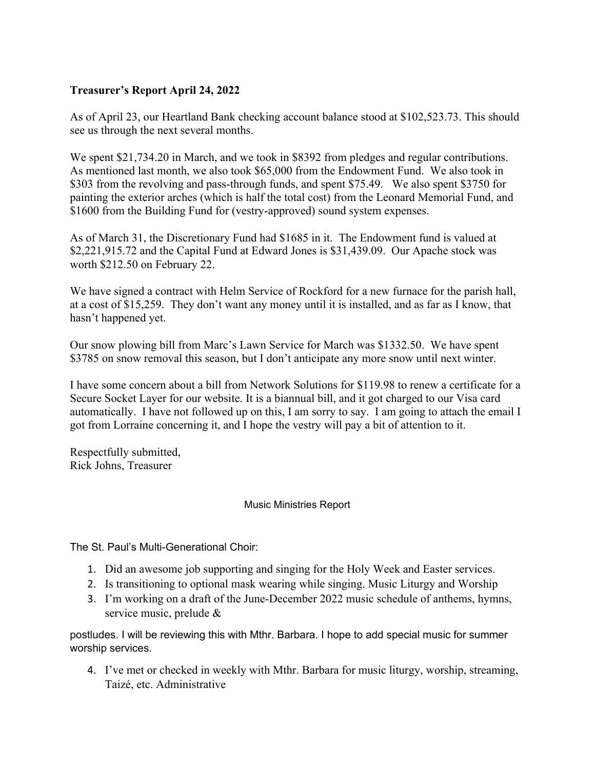**Treasurer's Report April 24, 2022**

As of April 23, our Heartland Bank checking account balance stood at $102,523.73. This should see us through the next several months.

We spent $21,734.20 in March, and we took in $8392 from pledges and regular contributions. As mentioned last month, we also took $65,000 from the Endowment Fund. We also took in $303 from the revolving and pass-through funds, and spent $75.49. We also spent $3750 for painting the exterior arches (which is half the total cost) from the Leonard Memorial Fund, and $1600 from the Building Fund for (vestry-approved) sound system expenses.

As of March 31, the Discretionary Fund had $1685 in it. The Endowment fund is valued at $2,221,915.72 and the Capital Fund at Edward Jones is $31,439.09. Our Apache stock was worth $212.50 on February 22.

We have signed a contract with Helm Service of Rockford for a new furnace for the parish hall, at a cost of $15,259. They don't want any money until it is installed, and as far as I know, that hasn't happened yet.

Our snow plowing bill from Marc's Lawn Service for March was $1332.50. We have spent $3785 on snow removal this season, but I don't anticipate any more snow until next winter.

I have some concern about a bill from Network Solutions for $119.98 to renew a certificate for a Secure Socket Layer for our website. It is a biannual bill, and it got charged to our Visa card automatically. I have not followed up on this, I am sorry to say. I am going to attach the email I got from Lorraine concerning it, and I hope the vestry will pay a bit of attention to it.

Respectfully submitted,
Rick Johns, Treasurer

## Music Ministries Report

The St. Paul's Multi-Generational Choir:

1. Did an awesome job supporting and singing for the Holy Week and Easter services.
2. Is transitioning to optional mask wearing while singing. Music Liturgy and Worship
3. I'm working on a draft of the June-December 2022 music schedule of anthems, hymns, service music, prelude &

postludes. I will be reviewing this with Mthr. Barbara. I hope to add special music for summer worship services.

4. I've met or checked in weekly with Mthr. Barbara for music liturgy, worship, streaming, Taizé, etc. Administrative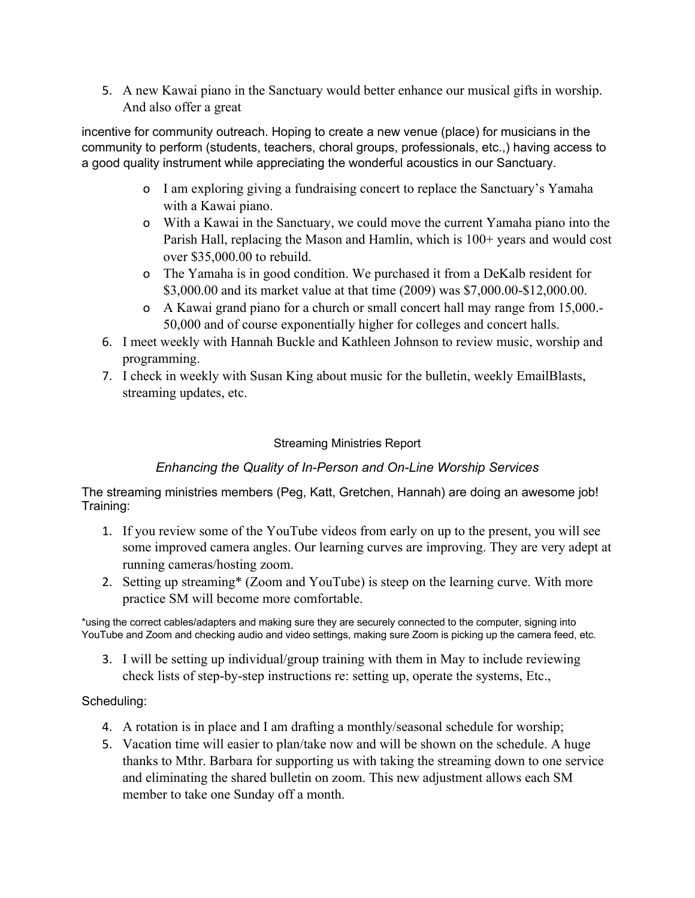5. A new Kawai piano in the Sanctuary would better enhance our musical gifts in worship. And also offer a great

incentive for community outreach. Hoping to create a new venue (place) for musicians in the community to perform (students, teachers, choral groups, professionals, etc.,) having access to a good quality instrument while appreciating the wonderful acoustics in our Sanctuary.

- I am exploring giving a fundraising concert to replace the Sanctuary's Yamaha with a Kawai piano.
- With a Kawai in the Sanctuary, we could move the current Yamaha piano into the Parish Hall, replacing the Mason and Hamlin, which is 100+ years and would cost over $35,000.00 to rebuild.
- The Yamaha is in good condition. We purchased it from a DeKalb resident for $3,000.00 and its market value at that time (2009) was $7,000.00-$12,000.00.
- A Kawai grand piano for a church or small concert hall may range from 15,000.-50,000 and of course exponentially higher for colleges and concert halls.

6. I meet weekly with Hannah Buckle and Kathleen Johnson to review music, worship and programming.
7. I check in weekly with Susan King about music for the bulletin, weekly EmailBlasts, streaming updates, etc.

## Streaming Ministries Report

*Enhancing the Quality of In-Person and On-Line Worship Services*

The streaming ministries members (Peg, Katt, Gretchen, Hannah) are doing an awesome job!
Training:

1. If you review some of the YouTube videos from early on up to the present, you will see some improved camera angles. Our learning curves are improving. They are very adept at running cameras/hosting zoom.
2. Setting up streaming* (Zoom and YouTube) is steep on the learning curve. With more practice SM will become more comfortable.

*using the correct cables/adapters and making sure they are securely connected to the computer, signing into YouTube and Zoom and checking audio and video settings, making sure Zoom is picking up the camera feed, etc.

3. I will be setting up individual/group training with them in May to include reviewing check lists of step-by-step instructions re: setting up, operate the systems, Etc.,

Scheduling:

4. A rotation is in place and I am drafting a monthly/seasonal schedule for worship;
5. Vacation time will easier to plan/take now and will be shown on the schedule. A huge thanks to Mthr. Barbara for supporting us with taking the streaming down to one service and eliminating the shared bulletin on zoom. This new adjustment allows each SM member to take one Sunday off a month.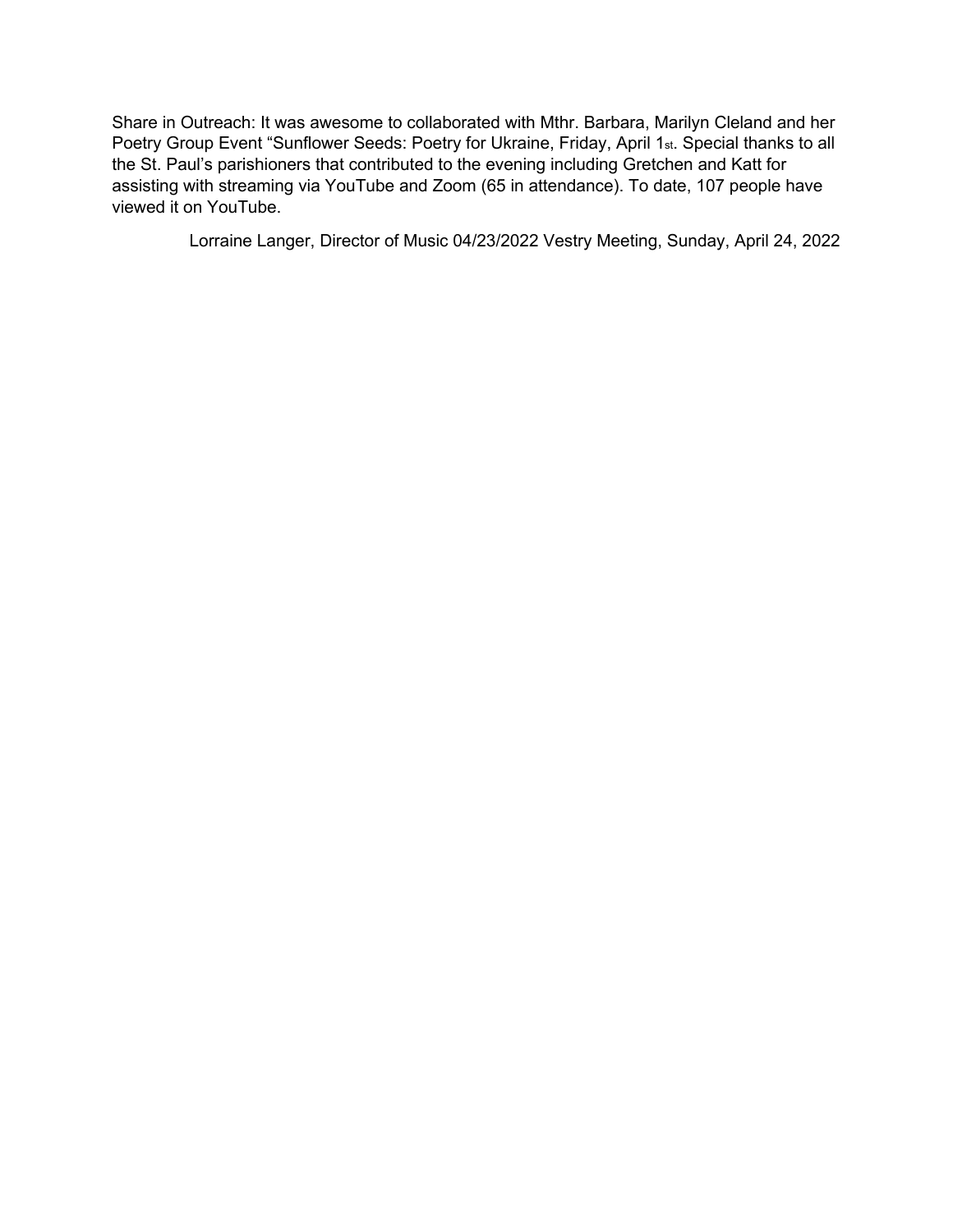Share in Outreach: It was awesome to collaborated with Mthr. Barbara, Marilyn Cleland and her Poetry Group Event "Sunflower Seeds: Poetry for Ukraine, Friday, April 1st. Special thanks to all the St. Paul's parishioners that contributed to the evening including Gretchen and Katt for assisting with streaming via YouTube and Zoom (65 in attendance). To date, 107 people have viewed it on YouTube.

Lorraine Langer, Director of Music 04/23/2022 Vestry Meeting, Sunday, April 24, 2022